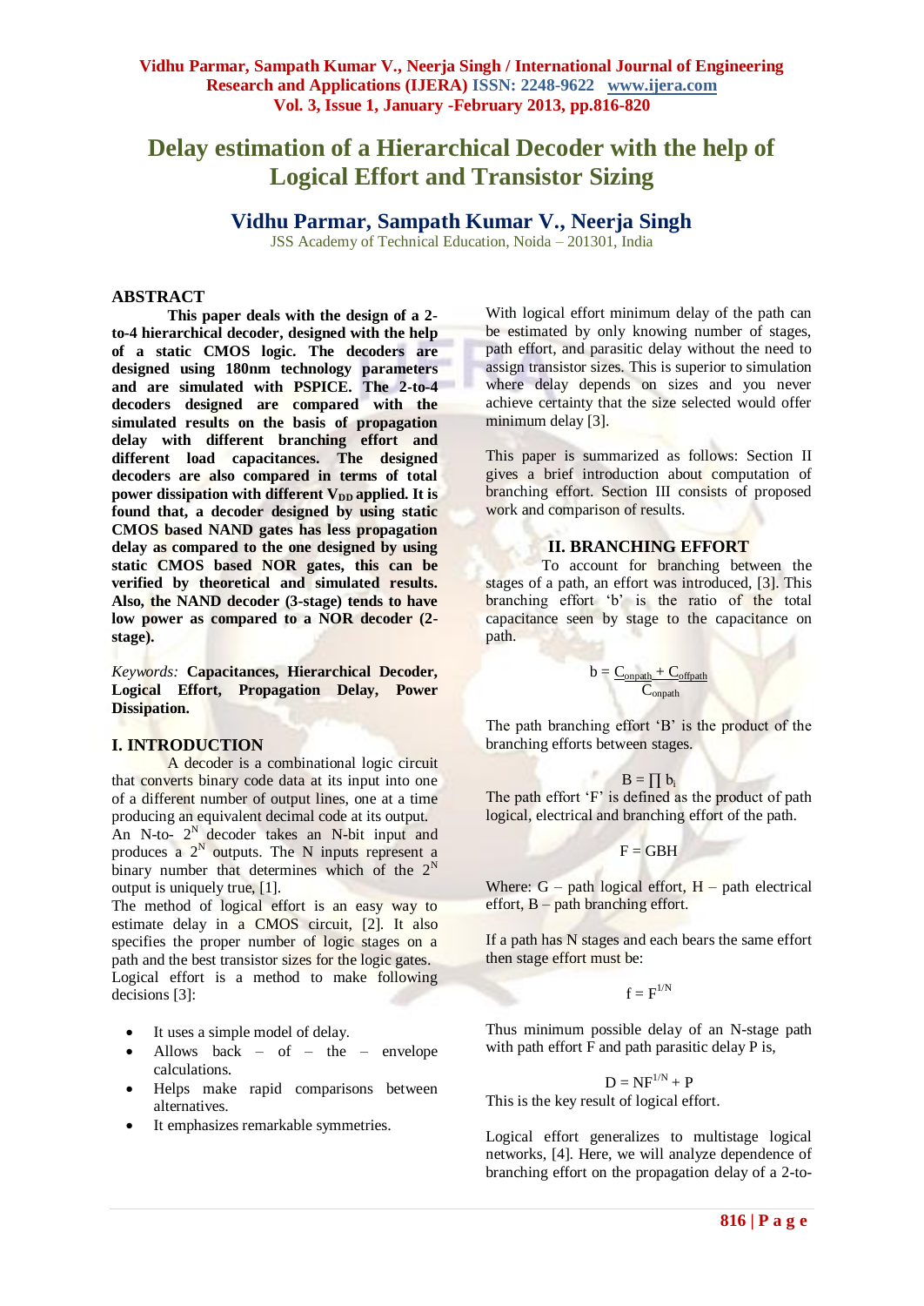# Delay estimation of a Hierarchical Decoder with the help of Logical Effort and Transistor Sizing

## Vidhu Parmar, Sampath Kumar V., Neerja Singh

JSS Academy of Technical Education, Noida – 201301, India

## ABSTRACT

**This paper deals with the design of a 2-to-4 hierarchical decoder, designed with the help of a static CMOS logic. The decoders are designed using 180nm technology parameters and are simulated with PSPICE. The 2-to-4 decoders designed are compared with the simulated results on the basis of propagation delay with different branching effort and different load capacitances. The designed decoders are also compared in terms of total power dissipation with different $V_{DD}$ applied. It is found that, a decoder designed by using static CMOS based NAND gates has less propagation delay as compared to the one designed by using static CMOS based NOR gates, this can be verified by theoretical and simulated results. Also, the NAND decoder (3-stage) tends to have low power as compared to a NOR decoder (2-stage).**

*Keywords:* **Capacitances, Hierarchical Decoder, Logical Effort, Propagation Delay, Power Dissipation.**

## I. INTRODUCTION

A decoder is a combinational logic circuit that converts binary code data at its input into one of a different number of output lines, one at a time producing an equivalent decimal code at its output. An N-to- $2^N$ decoder takes an N-bit input and produces a $2^N$ outputs. The N inputs represent a binary number that determines which of the $2^N$ output is uniquely true, [1].

The method of logical effort is an easy way to estimate delay in a CMOS circuit, [2]. It also specifies the proper number of logic stages on a path and the best transistor sizes for the logic gates. Logical effort is a method to make following decisions [3]:

- It uses a simple model of delay.
- Allows back – of – the – envelope calculations.
- Helps make rapid comparisons between alternatives.
- It emphasizes remarkable symmetries.

With logical effort minimum delay of the path can be estimated by only knowing number of stages, path effort, and parasitic delay without the need to assign transistor sizes. This is superior to simulation where delay depends on sizes and you never achieve certainty that the size selected would offer minimum delay [3].

This paper is summarized as follows: Section II gives a brief introduction about computation of branching effort. Section III consists of proposed work and comparison of results.

## II. BRANCHING EFFORT

To account for branching between the stages of a path, an effort was introduced, [3]. This branching effort 'b' is the ratio of the total capacitance seen by stage to the capacitance on path.

$$b = \frac{C_{onpath} + C_{offpath}}{C_{onpath}}$$

The path branching effort 'B' is the product of the branching efforts between stages.

$$B = \prod b_i$$

The path effort 'F' is defined as the product of path logical, electrical and branching effort of the path.

$$F = GBH$$

Where: G – path logical effort, H – path electrical effort, B – path branching effort.

If a path has N stages and each bears the same effort then stage effort must be:

$$f = F^{1/N}$$

Thus minimum possible delay of an N-stage path with path effort F and path parasitic delay P is,

$$D = NF^{1/N} + P$$

This is the key result of logical effort.

Logical effort generalizes to multistage logical networks, [4]. Here, we will analyze dependence of branching effort on the propagation delay of a 2-to-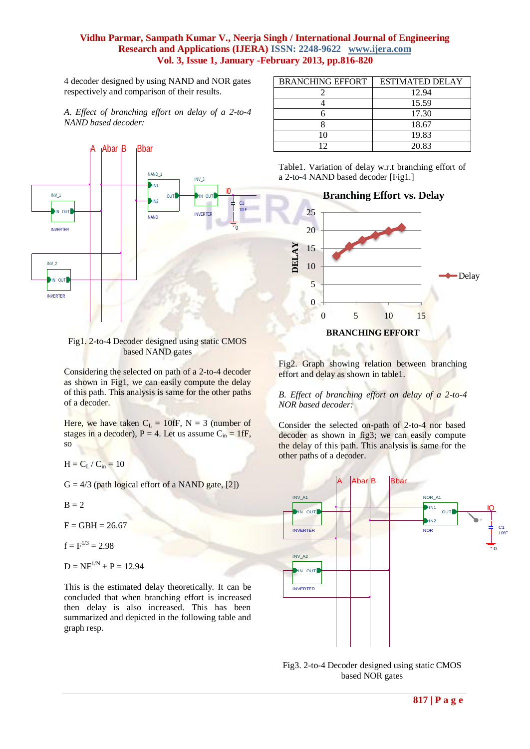4 decoder designed by using NAND and NOR gates respectively and comparison of their results.

*A. Effect of branching effort on delay of a 2-to-4 NAND based decoder:*

Fig1. 2-to-4 Decoder designed using static CMOS based NAND gates

Considering the selected on path of a 2-to-4 decoder as shown in Fig1, we can easily compute the delay of this path. This analysis is same for the other paths of a decoder.

Here, we have taken $C_L$ = 10fF, N = 3 (number of stages in a decoder), P = 4. Let us assume $C_{in}$ = 1fF, so

$H = C_L / C_{in} = 10$

G = 4/3 (path logical effort of a NAND gate, [2])

B = 2

F = GBH = 26.67

$f = F^{1/3} = 2.98$

$D = NF^{1/N} + P = 12.94$

This is the estimated delay theoretically. It can be concluded that when branching effort is increased then delay is also increased. This has been summarized and depicted in the following table and graph resp.

| BRANCHING EFFORT | ESTIMATED DELAY |
|---|---|
| 2 | 12.94 |
| 4 | 15.59 |
| 6 | 17.30 |
| 8 | 18.67 |
| 10 | 19.83 |
| 12 | 20.83 |

Table1. Variation of delay w.r.t branching effort of a 2-to-4 NAND based decoder [Fig1.]

Fig2. Graph showing relation between branching effort and delay as shown in table1.

*B. Effect of branching effort on delay of a 2-to-4 NOR based decoder:*

Consider the selected on-path of 2-to-4 nor based decoder as shown in fig3; we can easily compute the delay of this path. This analysis is same for the other paths of a decoder.

Fig3. 2-to-4 Decoder designed using static CMOS based NOR gates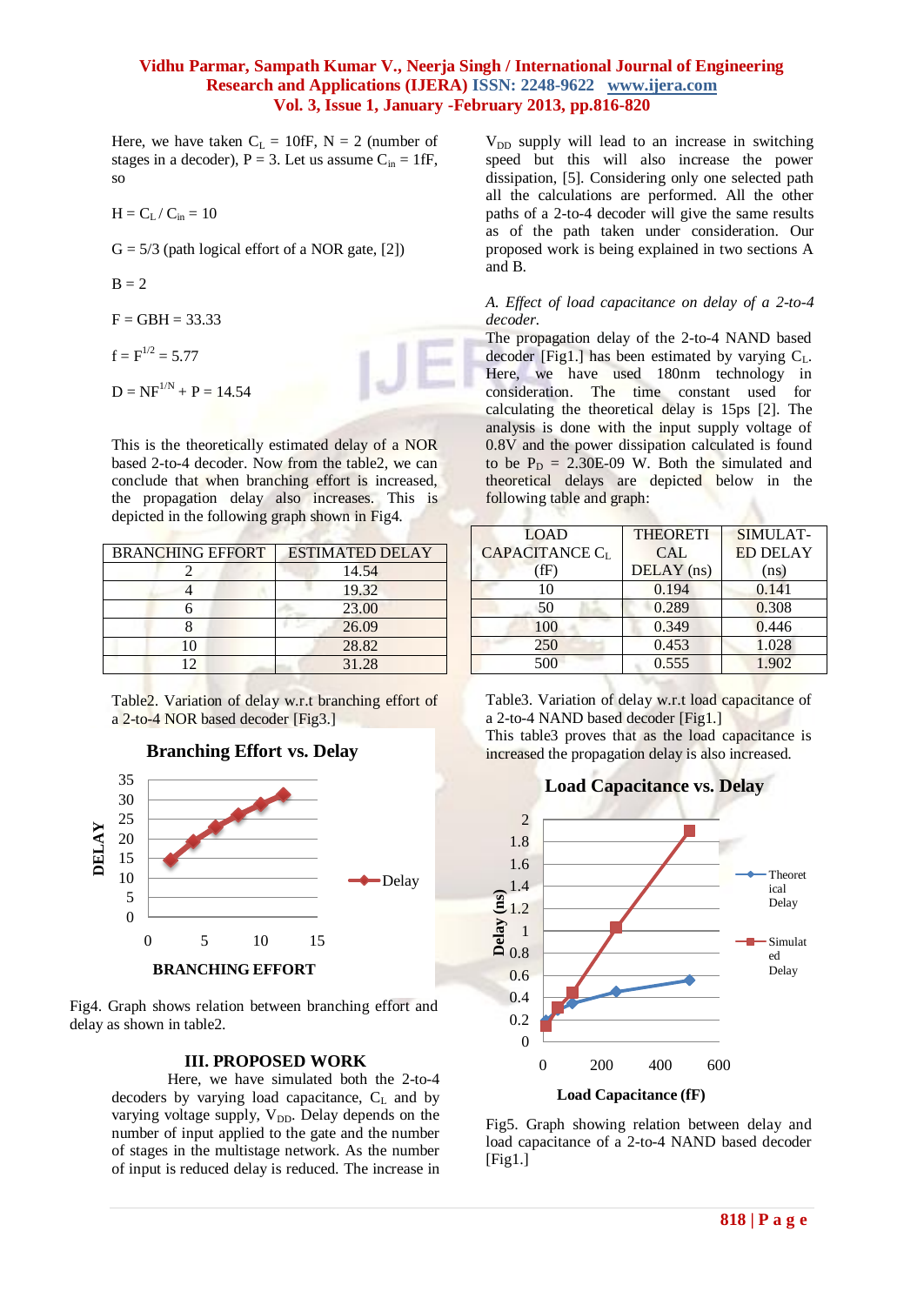Here, we have taken $C_L$ = 10fF, N = 2 (number of stages in a decoder), P = 3. Let us assume $C_{in}$ = 1fF, so

$H = C_L / C_{in} = 10$

G = 5/3 (path logical effort of a NOR gate, [2])

B = 2

F = GBH = 33.33

$f = F^{1/2} = 5.77$

$D = NF^{1/N} + P = 14.54$

This is the theoretically estimated delay of a NOR based 2-to-4 decoder. Now from the table2, we can conclude that when branching effort is increased, the propagation delay also increases. This is depicted in the following graph shown in Fig4.

| BRANCHING EFFORT | ESTIMATED DELAY |
|---|---|
| 2 | 14.54 |
| 4 | 19.32 |
| 6 | 23.00 |
| 8 | 26.09 |
| 10 | 28.82 |
| 12 | 31.28 |

Table2. Variation of delay w.r.t branching effort of a 2-to-4 NOR based decoder [Fig3.]

Fig4. Graph shows relation between branching effort and delay as shown in table2.

## III. PROPOSED WORK

Here, we have simulated both the 2-to-4 decoders by varying load capacitance, $C_L$ and by varying voltage supply, $V_{DD}$. Delay depends on the number of input applied to the gate and the number of stages in the multistage network. As the number of input is reduced delay is reduced. The increase in $V_{DD}$ supply will lead to an increase in switching speed but this will also increase the power dissipation, [5]. Considering only one selected path all the calculations are performed. All the other paths of a 2-to-4 decoder will give the same results as of the path taken under consideration. Our proposed work is being explained in two sections A and B.

*A. Effect of load capacitance on delay of a 2-to-4 decoder.*

The propagation delay of the 2-to-4 NAND based decoder [Fig1.] has been estimated by varying $C_L$. Here, we have used 180nm technology in consideration. The time constant used for calculating the theoretical delay is 15ps [2]. The analysis is done with the input supply voltage of 0.8V and the power dissipation calculated is found to be $P_D$ = 2.30E-09 W. Both the simulated and theoretical delays are depicted below in the following table and graph:

| LOAD CAPACITANCE $C_L$ (fF) | THEORETICAL DELAY (ns) | SIMULATED DELAY (ns) |
|---|---|---|
| 10 | 0.194 | 0.141 |
| 50 | 0.289 | 0.308 |
| 100 | 0.349 | 0.446 |
| 250 | 0.453 | 1.028 |
| 500 | 0.555 | 1.902 |

Table3. Variation of delay w.r.t load capacitance of a 2-to-4 NAND based decoder [Fig1.]

This table3 proves that as the load capacitance is increased the propagation delay is also increased.

Fig5. Graph showing relation between delay and load capacitance of a 2-to-4 NAND based decoder [Fig1.]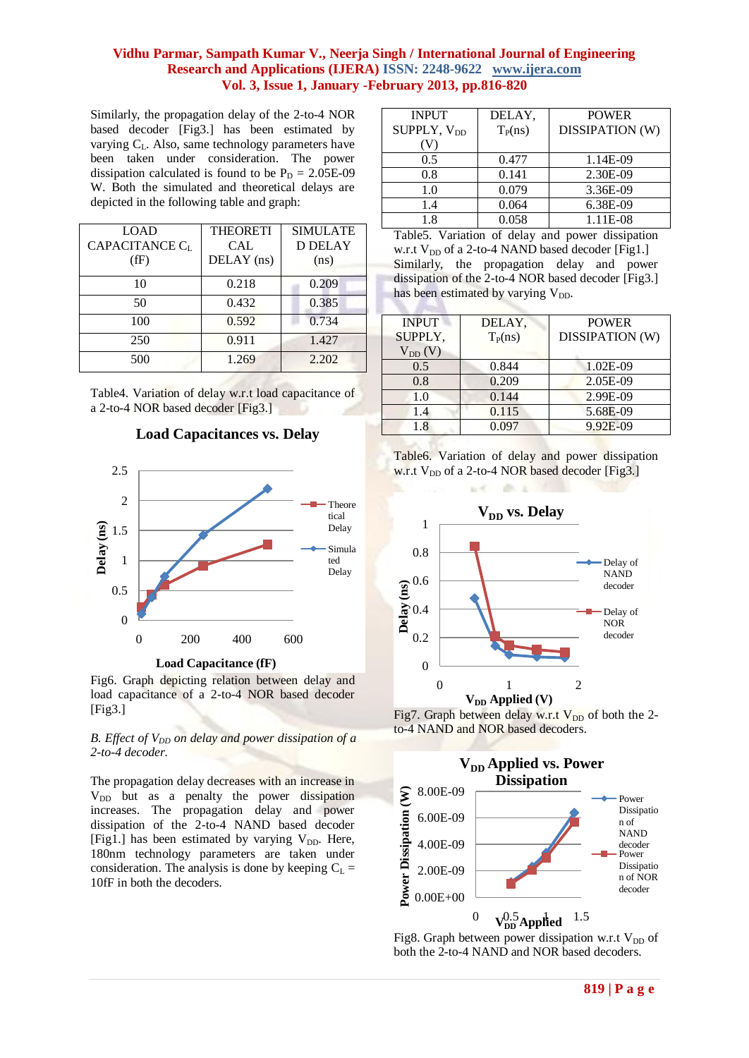Similarly, the propagation delay of the 2-to-4 NOR based decoder [Fig3.] has been estimated by varying $C_L$. Also, same technology parameters have been taken under consideration. The power dissipation calculated is found to be $P_D$ = 2.05E-09 W. Both the simulated and theoretical delays are depicted in the following table and graph:

| LOAD CAPACITANCE $C_L$ (fF) | THEORETICAL DELAY (ns) | SIMULATED DELAY (ns) |
|---|---|---|
| 10 | 0.218 | 0.209 |
| 50 | 0.432 | 0.385 |
| 100 | 0.592 | 0.734 |
| 250 | 0.911 | 1.427 |
| 500 | 1.269 | 2.202 |

Table4. Variation of delay w.r.t load capacitance of a 2-to-4 NOR based decoder [Fig3.]

Fig6. Graph depicting relation between delay and load capacitance of a 2-to-4 NOR based decoder [Fig3.]

*B. Effect of $V_{DD}$ on delay and power dissipation of a 2-to-4 decoder.*

The propagation delay decreases with an increase in $V_{DD}$ but as a penalty the power dissipation increases. The propagation delay and power dissipation of the 2-to-4 NAND based decoder [Fig1.] has been estimated by varying $V_{DD}$. Here, 180nm technology parameters are taken under consideration. The analysis is done by keeping $C_L$ = 10fF in both the decoders.

| INPUT SUPPLY, $V_{DD}$ (V) | DELAY, $T_P$(ns) | POWER DISSIPATION (W) |
|---|---|---|
| 0.5 | 0.477 | 1.14E-09 |
| 0.8 | 0.141 | 2.30E-09 |
| 1.0 | 0.079 | 3.36E-09 |
| 1.4 | 0.064 | 6.38E-09 |
| 1.8 | 0.058 | 1.11E-08 |

Table5. Variation of delay and power dissipation w.r.t $V_{DD}$ of a 2-to-4 NAND based decoder [Fig1.]

Similarly, the propagation delay and power dissipation of the 2-to-4 NOR based decoder [Fig3.] has been estimated by varying $V_{DD}$.

| INPUT SUPPLY, $V_{DD}$ (V) | DELAY, $T_P$(ns) | POWER DISSIPATION (W) |
|---|---|---|
| 0.5 | 0.844 | 1.02E-09 |
| 0.8 | 0.209 | 2.05E-09 |
| 1.0 | 0.144 | 2.99E-09 |
| 1.4 | 0.115 | 5.68E-09 |
| 1.8 | 0.097 | 9.92E-09 |

Table6. Variation of delay and power dissipation w.r.t $V_{DD}$ of a 2-to-4 NOR based decoder [Fig3.]

Fig7. Graph between delay w.r.t $V_{DD}$ of both the 2-to-4 NAND and NOR based decoders.

Fig8. Graph between power dissipation w.r.t $V_{DD}$ of both the 2-to-4 NAND and NOR based decoders.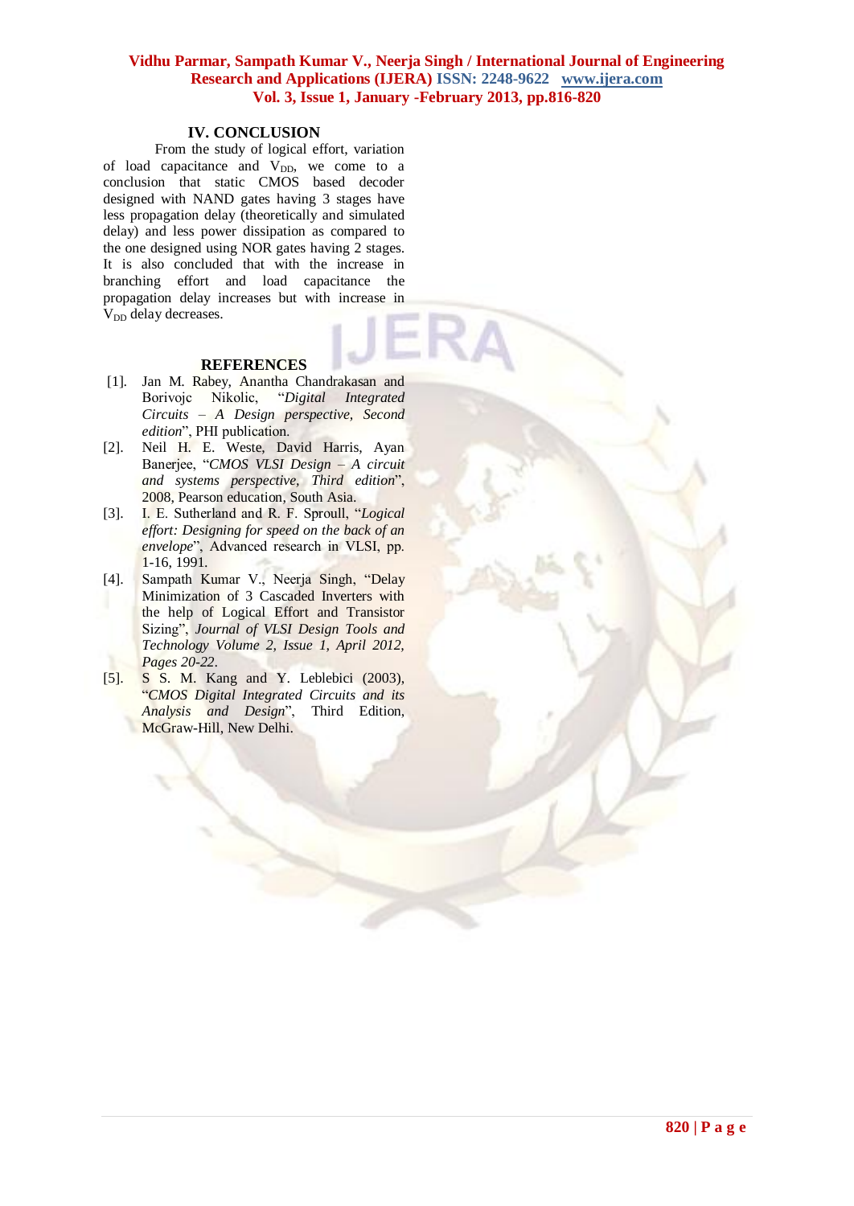## IV. CONCLUSION

From the study of logical effort, variation of load capacitance and $V_{DD}$, we come to a conclusion that static CMOS based decoder designed with NAND gates having 3 stages have less propagation delay (theoretically and simulated delay) and less power dissipation as compared to the one designed using NOR gates having 2 stages. It is also concluded that with the increase in branching effort and load capacitance the propagation delay increases but with increase in $V_{DD}$ delay decreases.

## REFERENCES

[1]. Jan M. Rabey, Anantha Chandrakasan and Borivojc Nikolic, "*Digital Integrated Circuits – A Design perspective, Second edition*", PHI publication.

[2]. Neil H. E. Weste, David Harris, Ayan Banerjee, "*CMOS VLSI Design – A circuit and systems perspective, Third edition*", 2008, Pearson education, South Asia.

[3]. I. E. Sutherland and R. F. Sproull, "*Logical effort: Designing for speed on the back of an envelope*", Advanced research in VLSI, pp. 1-16, 1991.

[4]. Sampath Kumar V., Neerja Singh, "Delay Minimization of 3 Cascaded Inverters with the help of Logical Effort and Transistor Sizing", *Journal of VLSI Design Tools and Technology Volume 2, Issue 1, April 2012, Pages 20-22*.

[5]. S S. M. Kang and Y. Leblebici (2003), "*CMOS Digital Integrated Circuits and its Analysis and Design*", Third Edition, McGraw-Hill, New Delhi.